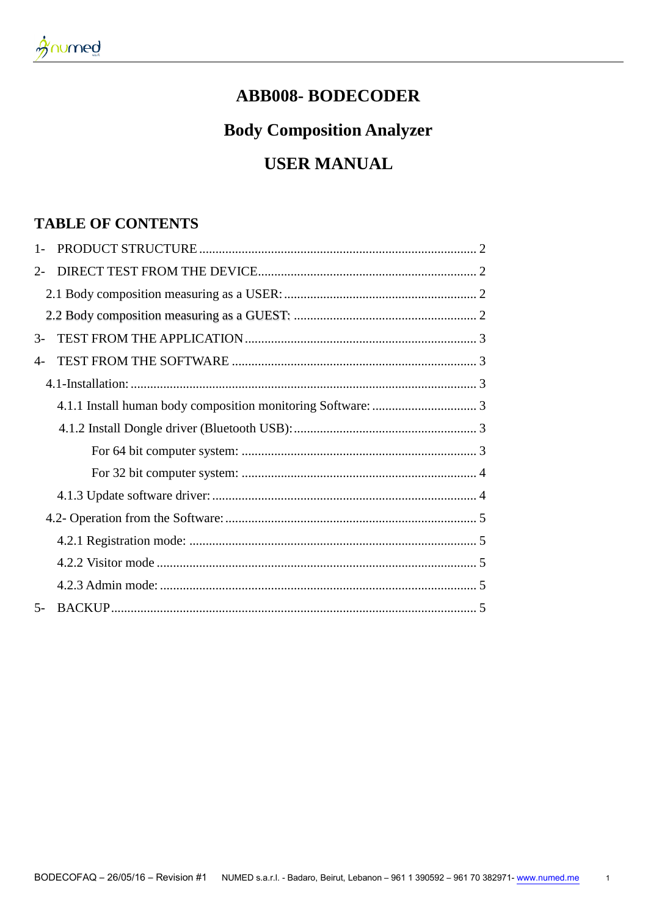# ABB008- BODECODER

# Body Composition Analyzer

# USER MANUAL

## TABLE OF CONTENTS

1- PRODUCT STRUCTURE ..... 2

2- DIRECT TEST FROM THE DEVICE ..... 2

- 2.1 Body composition measuring as a USER: ..... 2
- 2.2 Body composition measuring as a GUEST: ..... 2

3- TEST FROM THE APPLICATION ..... 3

4- TEST FROM THE SOFTWARE ..... 3

- 4.1-Installation: ..... 3
  - 4.1.1 Install human body composition monitoring Software: ..... 3
  - 4.1.2 Install Dongle driver (Bluetooth USB): ..... 3
    - For 64 bit computer system: ..... 3
    - For 32 bit computer system: ..... 4
  - 4.1.3 Update software driver: ..... 4
- 4.2- Operation from the Software: ..... 5
  - 4.2.1 Registration mode: ..... 5
  - 4.2.2 Visitor mode ..... 5
  - 4.2.3 Admin mode: ..... 5

5- BACKUP ..... 5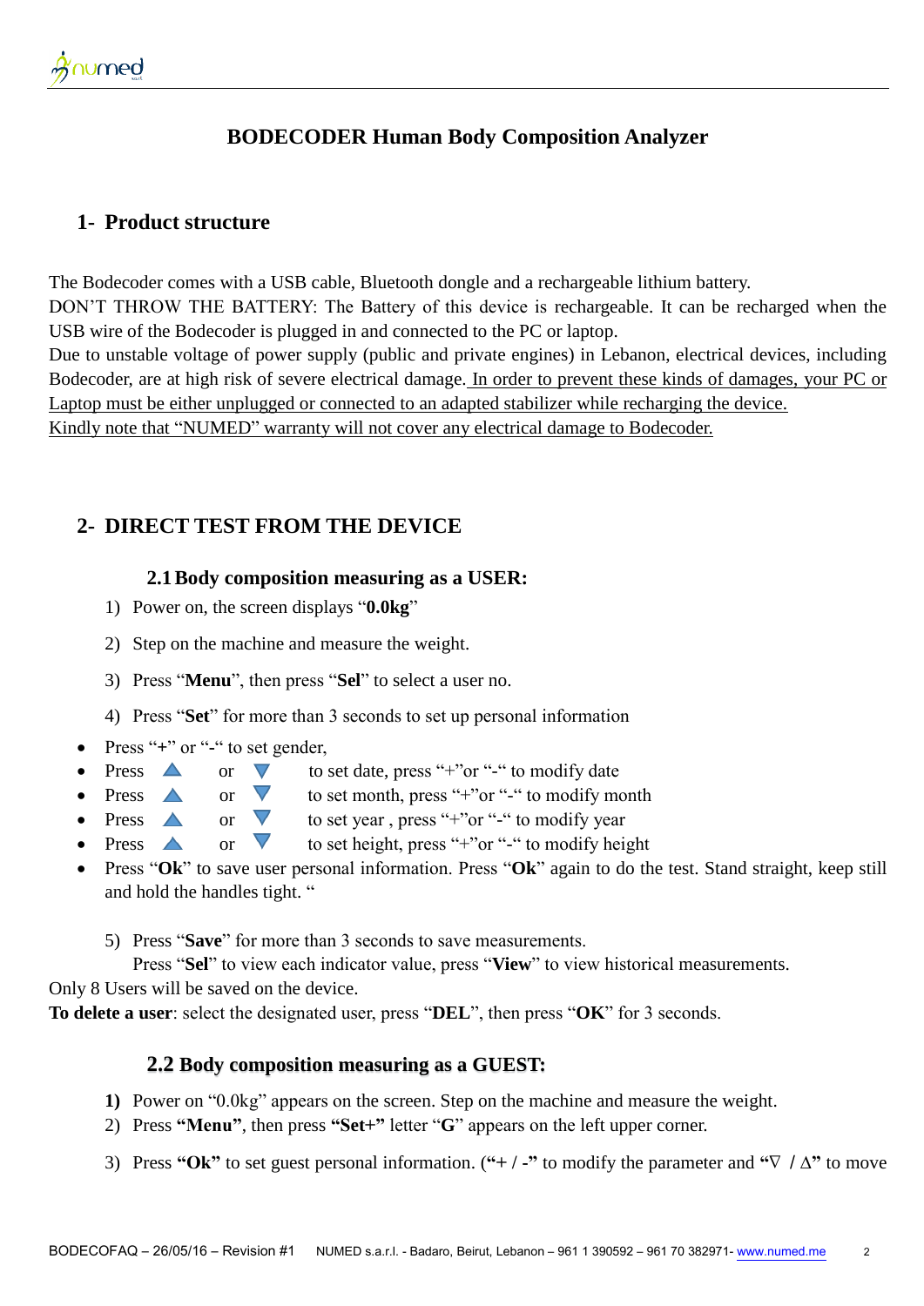# BODECODER Human Body Composition Analyzer

## 1- Product structure

The Bodecoder comes with a USB cable, Bluetooth dongle and a rechargeable lithium battery.
DON'T THROW THE BATTERY: The Battery of this device is rechargeable. It can be recharged when the USB wire of the Bodecoder is plugged in and connected to the PC or laptop.
Due to unstable voltage of power supply (public and private engines) in Lebanon, electrical devices, including Bodecoder, are at high risk of severe electrical damage. <u>In order to prevent these kinds of damages, your PC or Laptop must be either unplugged or connected to an adapted stabilizer while recharging the device.</u>
<u>Kindly note that "NUMED" warranty will not cover any electrical damage to Bodecoder.</u>

## 2- DIRECT TEST FROM THE DEVICE

### 2.1 Body composition measuring as a USER:

1) Power on, the screen displays "**0.0kg**"
2) Step on the machine and measure the weight.
3) Press "**Menu**", then press "**Sel**" to select a user no.
4) Press "**Set**" for more than 3 seconds to set up personal information

- Press "+" or "-" to set gender,
- Press ▲ or ▼ to set date, press "+"or "-" to modify date
- Press ▲ or ▼ to set month, press "+"or "-" to modify month
- Press ▲ or ▼ to set year , press "+"or "-" to modify year
- Press ▲ or ▼ to set height, press "+"or "-" to modify height
- Press "**Ok**" to save user personal information. Press "**Ok**" again to do the test. Stand straight, keep still and hold the handles tight. "

5) Press "**Save**" for more than 3 seconds to save measurements.
   Press "**Sel**" to view each indicator value, press "**View**" to view historical measurements.

Only 8 Users will be saved on the device.
**To delete a user**: select the designated user, press "**DEL**", then press "**OK**" for 3 seconds.

### 2.2 Body composition measuring as a GUEST:

1) Power on "0.0kg" appears on the screen. Step on the machine and measure the weight.
2) Press **"Menu"**, then press **"Set+"** letter "**G**" appears on the left upper corner.
3) Press **"Ok"** to set guest personal information. (**"+ / -"** to modify the parameter and **"∇ / Δ"** to move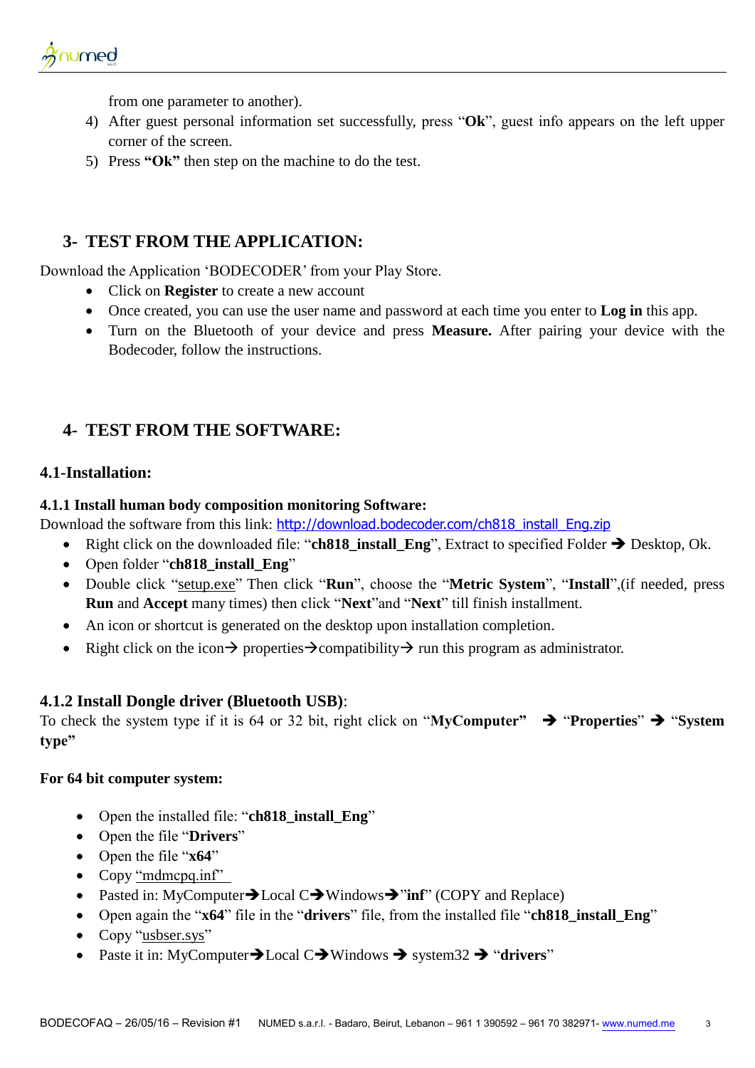from one parameter to another).

4) After guest personal information set successfully, press "**Ok**", guest info appears on the left upper corner of the screen.
5) Press **"Ok"** then step on the machine to do the test.

## 3- TEST FROM THE APPLICATION:

Download the Application 'BODECODER' from your Play Store.

- Click on **Register** to create a new account
- Once created, you can use the user name and password at each time you enter to **Log in** this app.
- Turn on the Bluetooth of your device and press **Measure.** After pairing your device with the Bodecoder, follow the instructions.

## 4- TEST FROM THE SOFTWARE:

### 4.1-Installation:

#### 4.1.1 Install human body composition monitoring Software:

Download the software from this link: http://download.bodecoder.com/ch818_install_Eng.zip

- Right click on the downloaded file: "**ch818_install_Eng**", Extract to specified Folder ➔ Desktop, Ok.
- Open folder "**ch818_install_Eng**"
- Double click "setup.exe" Then click "**Run**", choose the "**Metric System**", "**Install**",(if needed, press **Run** and **Accept** many times) then click "**Next**"and "**Next**" till finish installment.
- An icon or shortcut is generated on the desktop upon installation completion.
- Right click on the icon→ properties→compatibility→ run this program as administrator.

#### 4.1.2 Install Dongle driver (Bluetooth USB):

To check the system type if it is 64 or 32 bit, right click on "**MyComputer"** ➔ "**Properties**" ➔ "**System type"**

**For 64 bit computer system:**

- Open the installed file: "**ch818_install_Eng**"
- Open the file "**Drivers**"
- Open the file "**x64**"
- Copy "mdmcpq.inf"
- Pasted in: MyComputer➔Local C➔Windows➔"**inf**" (COPY and Replace)
- Open again the "**x64**" file in the "**drivers**" file, from the installed file "**ch818_install_Eng**"
- Copy "usbser.sys"
- Paste it in: MyComputer➔Local C➔Windows ➔ system32 ➔ "**drivers**"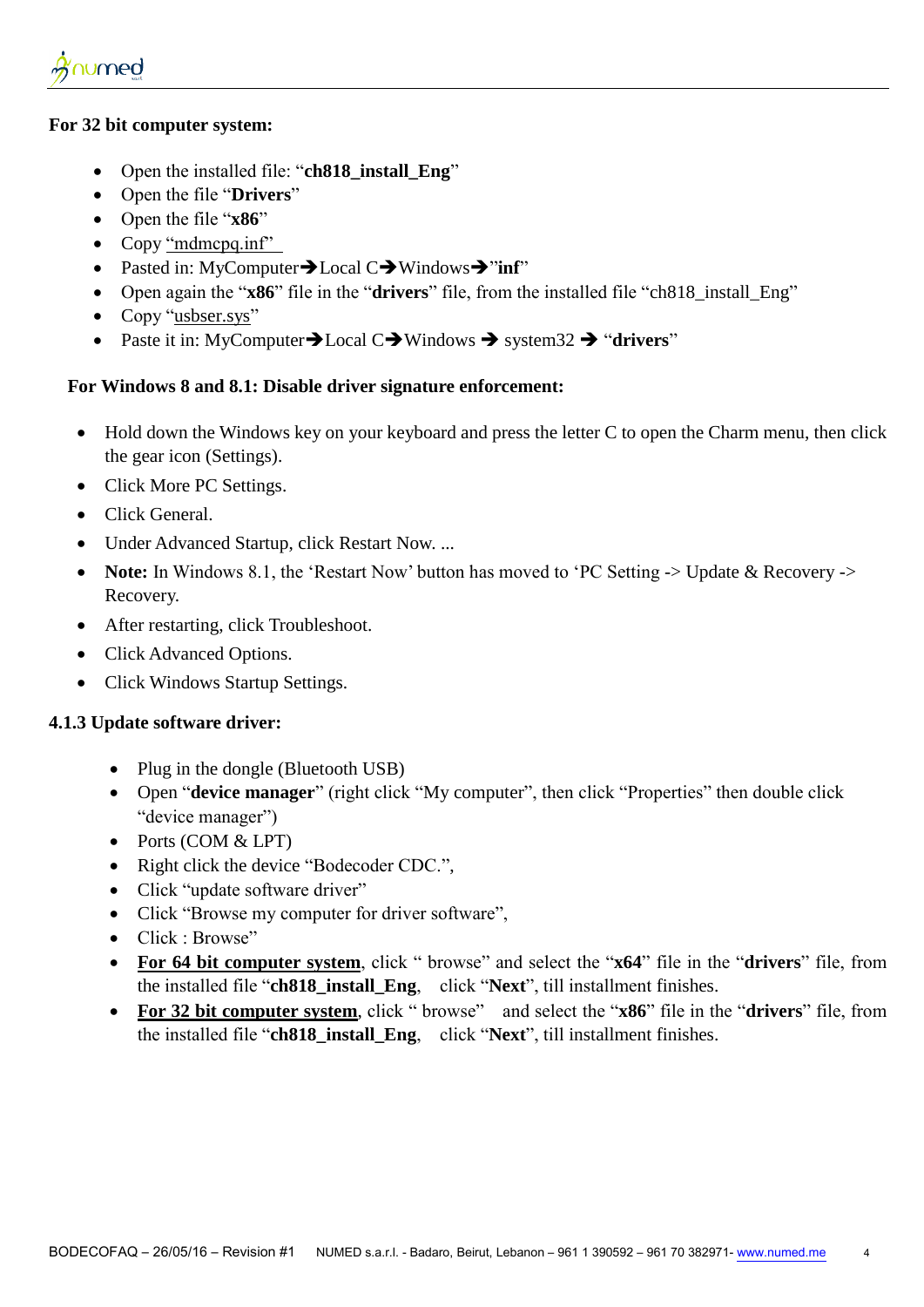**For 32 bit computer system:**

- Open the installed file: "**ch818_install_Eng**"
- Open the file "**Drivers**"
- Open the file "**x86**"
- Copy "mdmcpq.inf"
- Pasted in: MyComputer➔Local C➔Windows➔"**inf**"
- Open again the "**x86**" file in the "**drivers**" file, from the installed file "ch818_install_Eng"
- Copy "usbser.sys"
- Paste it in: MyComputer➔Local C➔Windows ➔ system32 ➔ "**drivers**"

**For Windows 8 and 8.1: Disable driver signature enforcement:**

- Hold down the Windows key on your keyboard and press the letter C to open the Charm menu, then click the gear icon (Settings).
- Click More PC Settings.
- Click General.
- Under Advanced Startup, click Restart Now. ...
- **Note:** In Windows 8.1, the 'Restart Now' button has moved to 'PC Setting -> Update & Recovery -> Recovery.
- After restarting, click Troubleshoot.
- Click Advanced Options.
- Click Windows Startup Settings.

**4.1.3 Update software driver:**

- Plug in the dongle (Bluetooth USB)
- Open "**device manager**" (right click "My computer", then click "Properties" then double click "device manager")
- Ports (COM & LPT)
- Right click the device "Bodecoder CDC.",
- Click "update software driver"
- Click "Browse my computer for driver software",
- Click : Browse"
- **For 64 bit computer system**, click " browse" and select the "**x64**" file in the "**drivers**" file, from the installed file "**ch818_install_Eng**, click "**Next**", till installment finishes.
- **For 32 bit computer system**, click " browse" and select the "**x86**" file in the "**drivers**" file, from the installed file "**ch818_install_Eng**, click "**Next**", till installment finishes.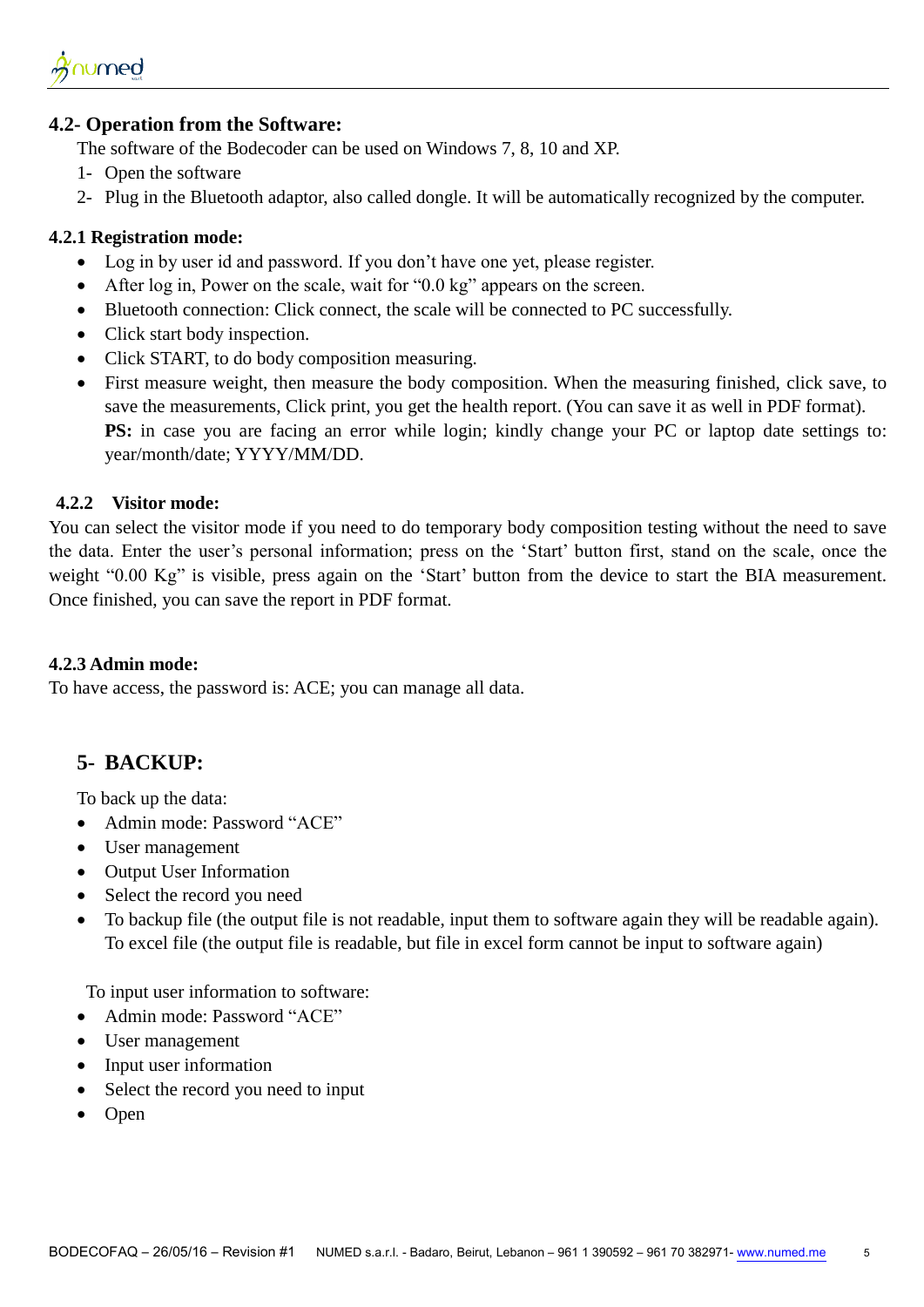## 4.2- Operation from the Software:

The software of the Bodecoder can be used on Windows 7, 8, 10 and XP.

1- Open the software
2- Plug in the Bluetooth adaptor, also called dongle. It will be automatically recognized by the computer.

### 4.2.1 Registration mode:

- Log in by user id and password. If you don’t have one yet, please register.
- After log in, Power on the scale, wait for “0.0 kg” appears on the screen.
- Bluetooth connection: Click connect, the scale will be connected to PC successfully.
- Click start body inspection.
- Click START, to do body composition measuring.
- First measure weight, then measure the body composition. When the measuring finished, click save, to save the measurements, Click print, you get the health report. (You can save it as well in PDF format).
  **PS:** in case you are facing an error while login; kindly change your PC or laptop date settings to: year/month/date; YYYY/MM/DD.

### 4.2.2 Visitor mode:

You can select the visitor mode if you need to do temporary body composition testing without the need to save the data. Enter the user’s personal information; press on the ‘Start’ button first, stand on the scale, once the weight “0.00 Kg” is visible, press again on the ‘Start’ button from the device to start the BIA measurement. Once finished, you can save the report in PDF format.

### 4.2.3 Admin mode:

To have access, the password is: ACE; you can manage all data.

## 5- BACKUP:

To back up the data:

- Admin mode: Password “ACE”
- User management
- Output User Information
- Select the record you need
- To backup file (the output file is not readable, input them to software again they will be readable again). To excel file (the output file is readable, but file in excel form cannot be input to software again)

To input user information to software:

- Admin mode: Password “ACE”
- User management
- Input user information
- Select the record you need to input
- Open